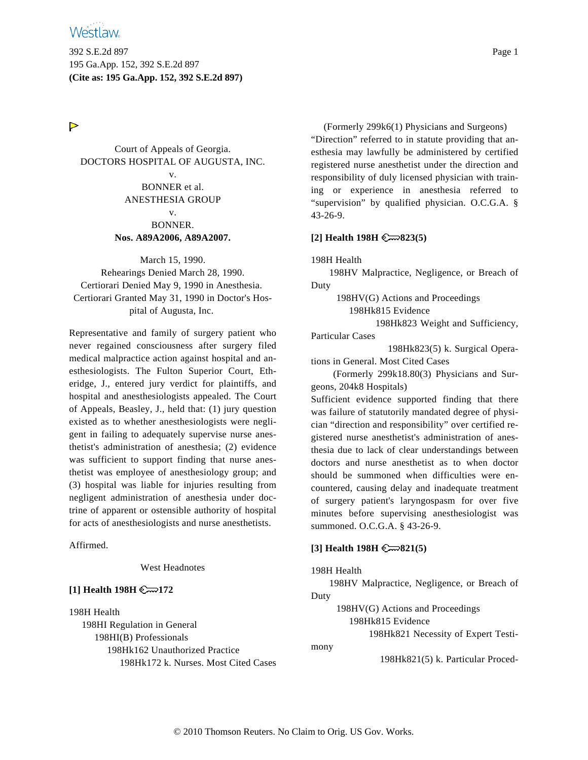Court of Appeals of Georgia.
DOCTORS HOSPITAL OF AUGUSTA, INC.
v.
BONNER et al.
ANESTHESIA GROUP
v.
BONNER.
**Nos. A89A2006, A89A2007.**

March 15, 1990.
Rehearings Denied March 28, 1990.
Certiorari Denied May 9, 1990 in Anesthesia.
Certiorari Granted May 31, 1990 in Doctor's Hospital of Augusta, Inc.

Representative and family of surgery patient who never regained consciousness after surgery filed medical malpractice action against hospital and anesthesiologists. The Fulton Superior Court, Etheridge, J., entered jury verdict for plaintiffs, and hospital and anesthesiologists appealed. The Court of Appeals, Beasley, J., held that: (1) jury question existed as to whether anesthesiologists were negligent in failing to adequately supervise nurse anesthetist's administration of anesthesia; (2) evidence was sufficient to support finding that nurse anesthetist was employee of anesthesiology group; and (3) hospital was liable for injuries resulting from negligent administration of anesthesia under doctrine of apparent or ostensible authority of hospital for acts of anesthesiologists and nurse anesthetists.

Affirmed.

West Headnotes

**[1] Health 198H 172**

198H Health
198HI Regulation in General
198HI(B) Professionals
198Hk162 Unauthorized Practice
198Hk172 k. Nurses. Most Cited Cases

(Formerly 299k6(1) Physicians and Surgeons)
"Direction" referred to in statute providing that anesthesia may lawfully be administered by certified registered nurse anesthetist under the direction and responsibility of duly licensed physician with training or experience in anesthesia referred to "supervision" by qualified physician. O.C.G.A. § 43-26-9.

**[2] Health 198H 823(5)**

198H Health
198HV Malpractice, Negligence, or Breach of Duty
198HV(G) Actions and Proceedings
198Hk815 Evidence
198Hk823 Weight and Sufficiency, Particular Cases
198Hk823(5) k. Surgical Operations in General. Most Cited Cases

(Formerly 299k18.80(3) Physicians and Surgeons, 204k8 Hospitals)
Sufficient evidence supported finding that there was failure of statutorily mandated degree of physician "direction and responsibility" over certified registered nurse anesthetist's administration of anesthesia due to lack of clear understandings between doctors and nurse anesthetist as to when doctor should be summoned when difficulties were encountered, causing delay and inadequate treatment of surgery patient's laryngospasm for over five minutes before supervising anesthesiologist was summoned. O.C.G.A. § 43-26-9.

**[3] Health 198H 821(5)**

198H Health
198HV Malpractice, Negligence, or Breach of Duty
198HV(G) Actions and Proceedings
198Hk815 Evidence
198Hk821 Necessity of Expert Testimony
198Hk821(5) k. Particular Proced-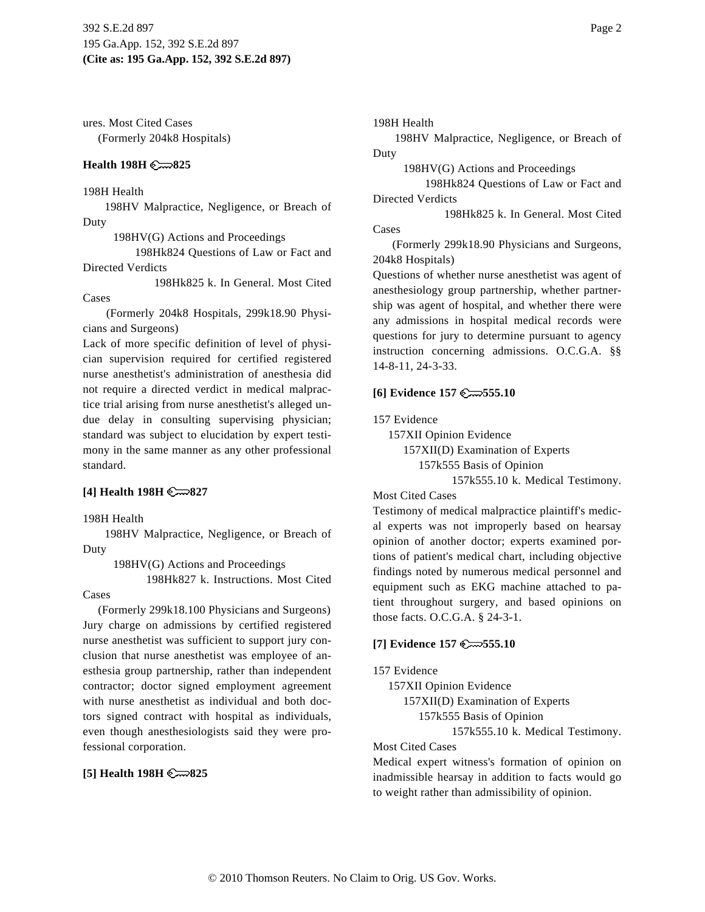ures. Most Cited Cases

(Formerly 204k8 Hospitals)

**Health 198H ⚷825**

198H Health

198HV Malpractice, Negligence, or Breach of Duty

198HV(G) Actions and Proceedings

198Hk824 Questions of Law or Fact and Directed Verdicts

198Hk825 k. In General. Most Cited Cases

(Formerly 204k8 Hospitals, 299k18.90 Physicians and Surgeons)

Lack of more specific definition of level of physician supervision required for certified registered nurse anesthetist's administration of anesthesia did not require a directed verdict in medical malpractice trial arising from nurse anesthetist's alleged undue delay in consulting supervising physician; standard was subject to elucidation by expert testimony in the same manner as any other professional standard.

**[4] Health 198H ⚷827**

198H Health

198HV Malpractice, Negligence, or Breach of Duty

198HV(G) Actions and Proceedings

198Hk827 k. Instructions. Most Cited Cases

(Formerly 299k18.100 Physicians and Surgeons)

Jury charge on admissions by certified registered nurse anesthetist was sufficient to support jury conclusion that nurse anesthetist was employee of anesthesia group partnership, rather than independent contractor; doctor signed employment agreement with nurse anesthetist as individual and both doctors signed contract with hospital as individuals, even though anesthesiologists said they were professional corporation.

**[5] Health 198H ⚷825**

198H Health

198HV Malpractice, Negligence, or Breach of Duty

198HV(G) Actions and Proceedings

198Hk824 Questions of Law or Fact and Directed Verdicts

198Hk825 k. In General. Most Cited Cases

(Formerly 299k18.90 Physicians and Surgeons, 204k8 Hospitals)

Questions of whether nurse anesthetist was agent of anesthesiology group partnership, whether partnership was agent of hospital, and whether there were any admissions in hospital medical records were questions for jury to determine pursuant to agency instruction concerning admissions. O.C.G.A. §§ 14-8-11, 24-3-33.

**[6] Evidence 157 ⚷555.10**

157 Evidence

157XII Opinion Evidence

157XII(D) Examination of Experts

157k555 Basis of Opinion

157k555.10 k. Medical Testimony. Most Cited Cases

Testimony of medical malpractice plaintiff's medical experts was not improperly based on hearsay opinion of another doctor; experts examined portions of patient's medical chart, including objective findings noted by numerous medical personnel and equipment such as EKG machine attached to patient throughout surgery, and based opinions on those facts. O.C.G.A. § 24-3-1.

**[7] Evidence 157 ⚷555.10**

157 Evidence

157XII Opinion Evidence

157XII(D) Examination of Experts

157k555 Basis of Opinion

157k555.10 k. Medical Testimony. Most Cited Cases

Medical expert witness's formation of opinion on inadmissible hearsay in addition to facts would go to weight rather than admissibility of opinion.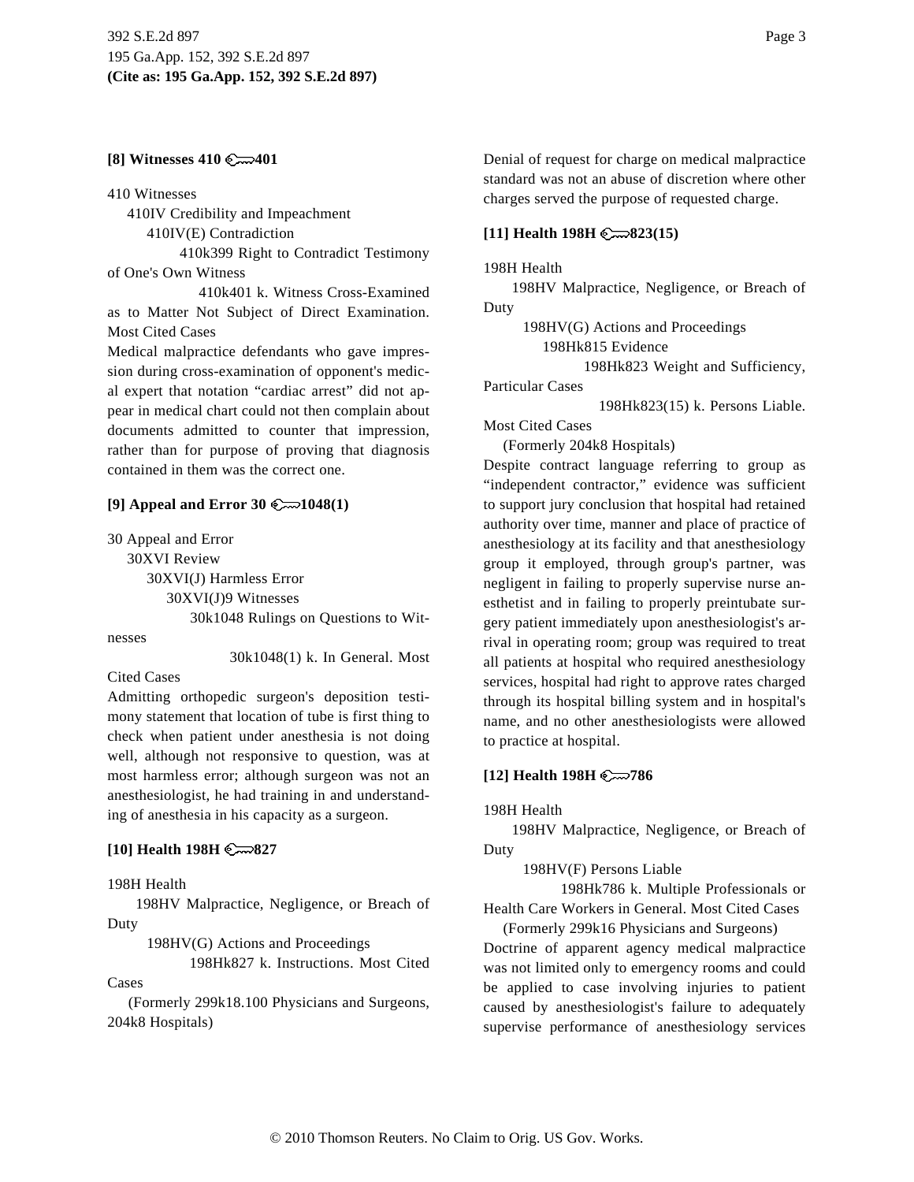**[8] Witnesses 410 401**

410 Witnesses
410IV Credibility and Impeachment
410IV(E) Contradiction
410k399 Right to Contradict Testimony of One's Own Witness
410k401 k. Witness Cross-Examined as to Matter Not Subject of Direct Examination. Most Cited Cases

Medical malpractice defendants who gave impression during cross-examination of opponent's medical expert that notation "cardiac arrest" did not appear in medical chart could not then complain about documents admitted to counter that impression, rather than for purpose of proving that diagnosis contained in them was the correct one.

**[9] Appeal and Error 30 1048(1)**

30 Appeal and Error
30XVI Review
30XVI(J) Harmless Error
30XVI(J)9 Witnesses
30k1048 Rulings on Questions to Witnesses
30k1048(1) k. In General. Most Cited Cases

Admitting orthopedic surgeon's deposition testimony statement that location of tube is first thing to check when patient under anesthesia is not doing well, although not responsive to question, was at most harmless error; although surgeon was not an anesthesiologist, he had training in and understanding of anesthesia in his capacity as a surgeon.

**[10] Health 198H 827**

198H Health
198HV Malpractice, Negligence, or Breach of Duty
198HV(G) Actions and Proceedings
198Hk827 k. Instructions. Most Cited Cases
(Formerly 299k18.100 Physicians and Surgeons, 204k8 Hospitals)

Denial of request for charge on medical malpractice standard was not an abuse of discretion where other charges served the purpose of requested charge.

**[11] Health 198H 823(15)**

198H Health
198HV Malpractice, Negligence, or Breach of Duty
198HV(G) Actions and Proceedings
198Hk815 Evidence
198Hk823 Weight and Sufficiency, Particular Cases
198Hk823(15) k. Persons Liable. Most Cited Cases
(Formerly 204k8 Hospitals)

Despite contract language referring to group as "independent contractor," evidence was sufficient to support jury conclusion that hospital had retained authority over time, manner and place of practice of anesthesiology at its facility and that anesthesiology group it employed, through group's partner, was negligent in failing to properly supervise nurse anesthetist and in failing to properly preintubate surgery patient immediately upon anesthesiologist's arrival in operating room; group was required to treat all patients at hospital who required anesthesiology services, hospital had right to approve rates charged through its hospital billing system and in hospital's name, and no other anesthesiologists were allowed to practice at hospital.

**[12] Health 198H 786**

198H Health
198HV Malpractice, Negligence, or Breach of Duty
198HV(F) Persons Liable
198Hk786 k. Multiple Professionals or Health Care Workers in General. Most Cited Cases
(Formerly 299k16 Physicians and Surgeons)

Doctrine of apparent agency medical malpractice was not limited only to emergency rooms and could be applied to case involving injuries to patient caused by anesthesiologist's failure to adequately supervise performance of anesthesiology services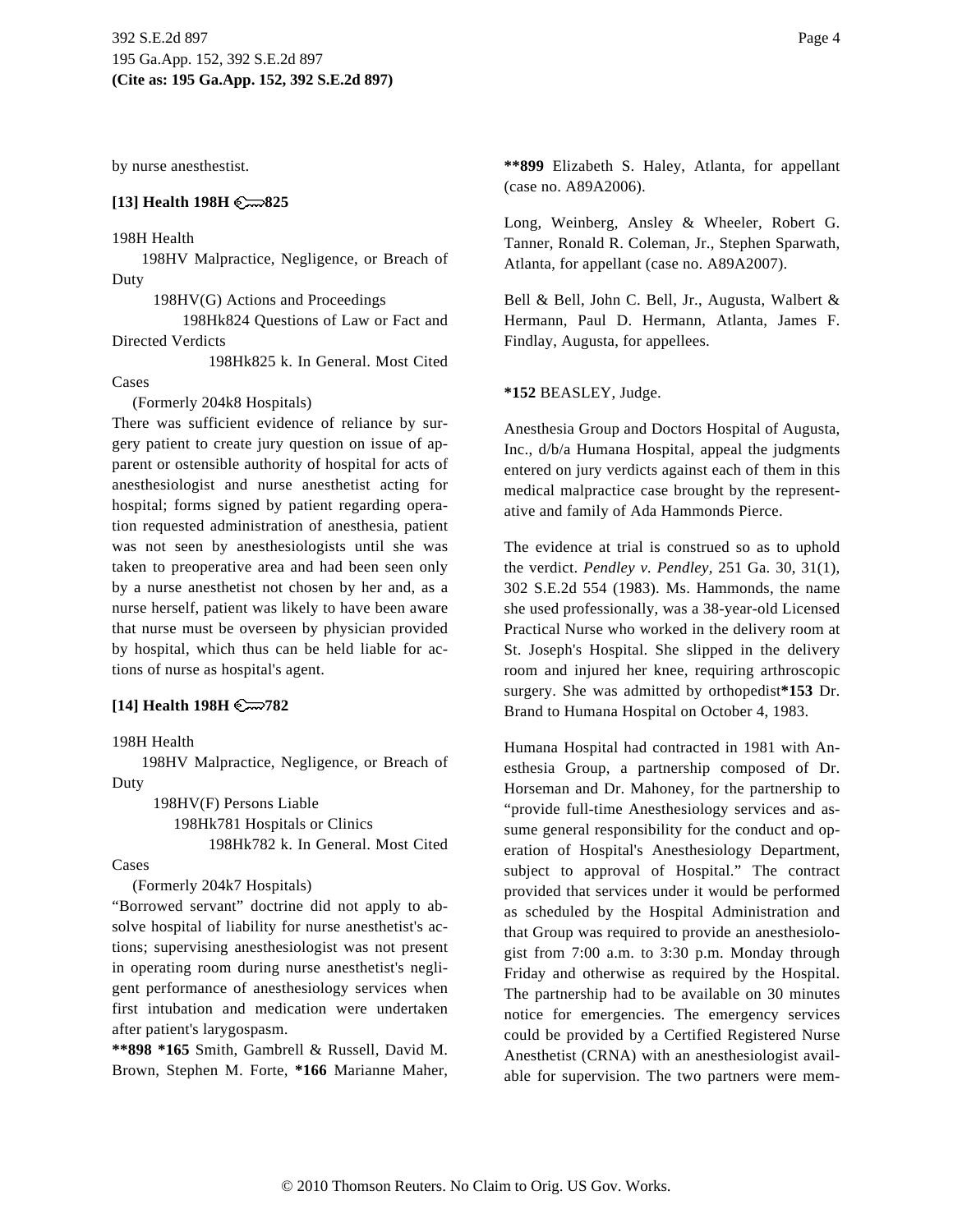by nurse anesthestist.

**[13] Health 198H 825**

198H Health

198HV Malpractice, Negligence, or Breach of Duty

198HV(G) Actions and Proceedings

198Hk824 Questions of Law or Fact and Directed Verdicts

198Hk825 k. In General. Most Cited Cases

(Formerly 204k8 Hospitals)

There was sufficient evidence of reliance by surgery patient to create jury question on issue of apparent or ostensible authority of hospital for acts of anesthesiologist and nurse anesthetist acting for hospital; forms signed by patient regarding operation requested administration of anesthesia, patient was not seen by anesthesiologists until she was taken to preoperative area and had been seen only by a nurse anesthetist not chosen by her and, as a nurse herself, patient was likely to have been aware that nurse must be overseen by physician provided by hospital, which thus can be held liable for actions of nurse as hospital's agent.

**[14] Health 198H 782**

198H Health

198HV Malpractice, Negligence, or Breach of Duty

198HV(F) Persons Liable

198Hk781 Hospitals or Clinics

198Hk782 k. In General. Most Cited Cases

(Formerly 204k7 Hospitals)

"Borrowed servant" doctrine did not apply to absolve hospital of liability for nurse anesthetist's actions; supervising anesthesiologist was not present in operating room during nurse anesthetist's negligent performance of anesthesiology services when first intubation and medication were undertaken after patient's larygospasm.

**\*\*898 \*165** Smith, Gambrell & Russell, David M. Brown, Stephen M. Forte, **\*166** Marianne Maher, **\*\*899** Elizabeth S. Haley, Atlanta, for appellant (case no. A89A2006).

Long, Weinberg, Ansley & Wheeler, Robert G. Tanner, Ronald R. Coleman, Jr., Stephen Sparwath, Atlanta, for appellant (case no. A89A2007).

Bell & Bell, John C. Bell, Jr., Augusta, Walbert & Hermann, Paul D. Hermann, Atlanta, James F. Findlay, Augusta, for appellees.

**\*152** BEASLEY, Judge.

Anesthesia Group and Doctors Hospital of Augusta, Inc., d/b/a Humana Hospital, appeal the judgments entered on jury verdicts against each of them in this medical malpractice case brought by the representative and family of Ada Hammonds Pierce.

The evidence at trial is construed so as to uphold the verdict. *Pendley v. Pendley,* 251 Ga. 30, 31(1), 302 S.E.2d 554 (1983). Ms. Hammonds, the name she used professionally, was a 38-year-old Licensed Practical Nurse who worked in the delivery room at St. Joseph's Hospital. She slipped in the delivery room and injured her knee, requiring arthroscopic surgery. She was admitted by orthopedist**\*153** Dr. Brand to Humana Hospital on October 4, 1983.

Humana Hospital had contracted in 1981 with Anesthesia Group, a partnership composed of Dr. Horseman and Dr. Mahoney, for the partnership to "provide full-time Anesthesiology services and assume general responsibility for the conduct and operation of Hospital's Anesthesiology Department, subject to approval of Hospital." The contract provided that services under it would be performed as scheduled by the Hospital Administration and that Group was required to provide an anesthesiologist from 7:00 a.m. to 3:30 p.m. Monday through Friday and otherwise as required by the Hospital. The partnership had to be available on 30 minutes notice for emergencies. The emergency services could be provided by a Certified Registered Nurse Anesthetist (CRNA) with an anesthesiologist available for supervision. The two partners were mem-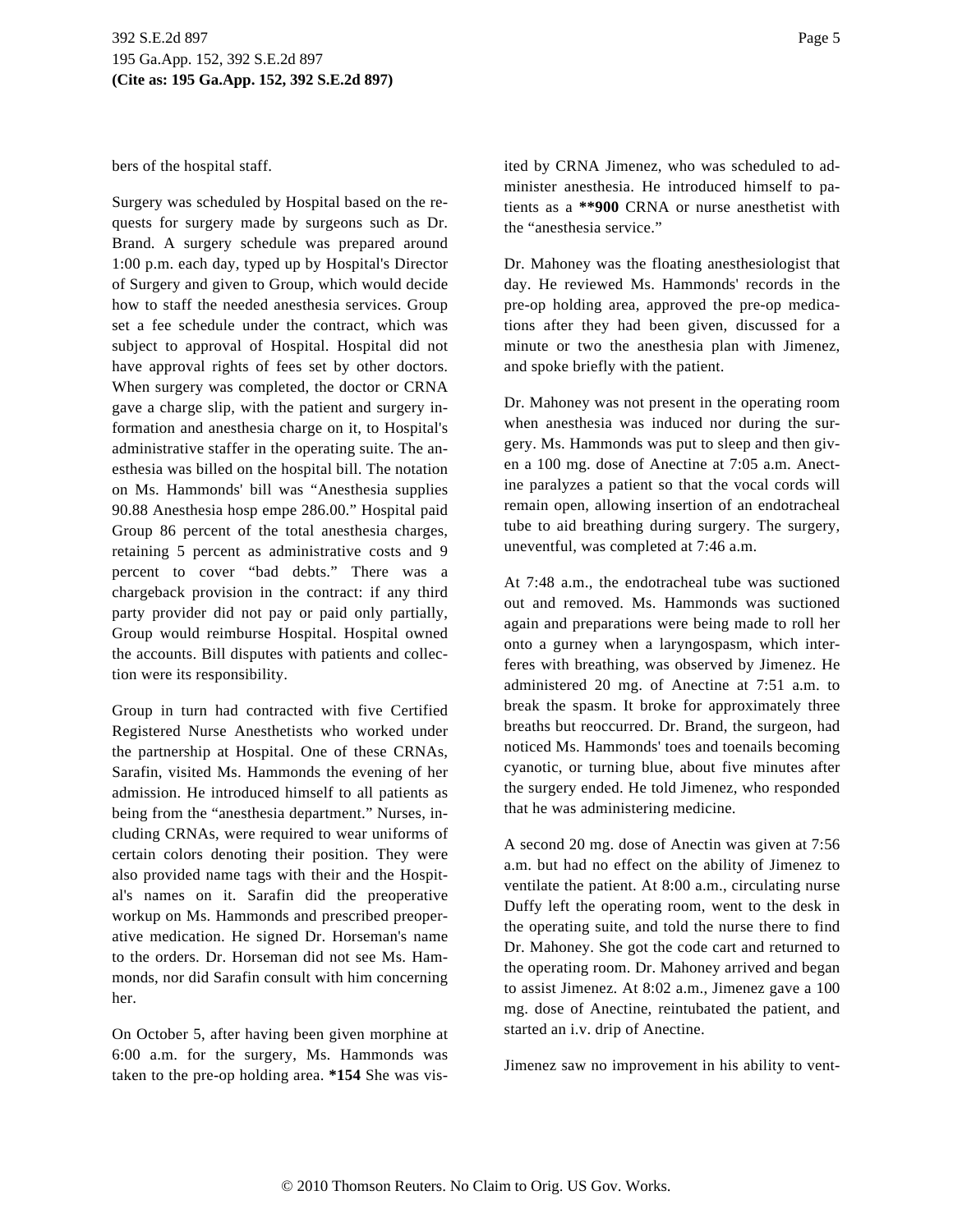bers of the hospital staff.

Surgery was scheduled by Hospital based on the requests for surgery made by surgeons such as Dr. Brand. A surgery schedule was prepared around 1:00 p.m. each day, typed up by Hospital's Director of Surgery and given to Group, which would decide how to staff the needed anesthesia services. Group set a fee schedule under the contract, which was subject to approval of Hospital. Hospital did not have approval rights of fees set by other doctors. When surgery was completed, the doctor or CRNA gave a charge slip, with the patient and surgery information and anesthesia charge on it, to Hospital's administrative staffer in the operating suite. The anesthesia was billed on the hospital bill. The notation on Ms. Hammonds' bill was "Anesthesia supplies 90.88 Anesthesia hosp empe 286.00." Hospital paid Group 86 percent of the total anesthesia charges, retaining 5 percent as administrative costs and 9 percent to cover "bad debts." There was a chargeback provision in the contract: if any third party provider did not pay or paid only partially, Group would reimburse Hospital. Hospital owned the accounts. Bill disputes with patients and collection were its responsibility.

Group in turn had contracted with five Certified Registered Nurse Anesthetists who worked under the partnership at Hospital. One of these CRNAs, Sarafin, visited Ms. Hammonds the evening of her admission. He introduced himself to all patients as being from the "anesthesia department." Nurses, including CRNAs, were required to wear uniforms of certain colors denoting their position. They were also provided name tags with their and the Hospital's names on it. Sarafin did the preoperative workup on Ms. Hammonds and prescribed preoperative medication. He signed Dr. Horseman's name to the orders. Dr. Horseman did not see Ms. Hammonds, nor did Sarafin consult with him concerning her.

On October 5, after having been given morphine at 6:00 a.m. for the surgery, Ms. Hammonds was taken to the pre-op holding area. **\*154** She was visited by CRNA Jimenez, who was scheduled to administer anesthesia. He introduced himself to patients as a **\*\*900** CRNA or nurse anesthetist with the "anesthesia service."

Dr. Mahoney was the floating anesthesiologist that day. He reviewed Ms. Hammonds' records in the pre-op holding area, approved the pre-op medications after they had been given, discussed for a minute or two the anesthesia plan with Jimenez, and spoke briefly with the patient.

Dr. Mahoney was not present in the operating room when anesthesia was induced nor during the surgery. Ms. Hammonds was put to sleep and then given a 100 mg. dose of Anectine at 7:05 a.m. Anectine paralyzes a patient so that the vocal cords will remain open, allowing insertion of an endotracheal tube to aid breathing during surgery. The surgery, uneventful, was completed at 7:46 a.m.

At 7:48 a.m., the endotracheal tube was suctioned out and removed. Ms. Hammonds was suctioned again and preparations were being made to roll her onto a gurney when a laryngospasm, which interferes with breathing, was observed by Jimenez. He administered 20 mg. of Anectine at 7:51 a.m. to break the spasm. It broke for approximately three breaths but reoccurred. Dr. Brand, the surgeon, had noticed Ms. Hammonds' toes and toenails becoming cyanotic, or turning blue, about five minutes after the surgery ended. He told Jimenez, who responded that he was administering medicine.

A second 20 mg. dose of Anectin was given at 7:56 a.m. but had no effect on the ability of Jimenez to ventilate the patient. At 8:00 a.m., circulating nurse Duffy left the operating room, went to the desk in the operating suite, and told the nurse there to find Dr. Mahoney. She got the code cart and returned to the operating room. Dr. Mahoney arrived and began to assist Jimenez. At 8:02 a.m., Jimenez gave a 100 mg. dose of Anectine, reintubated the patient, and started an i.v. drip of Anectine.

Jimenez saw no improvement in his ability to vent-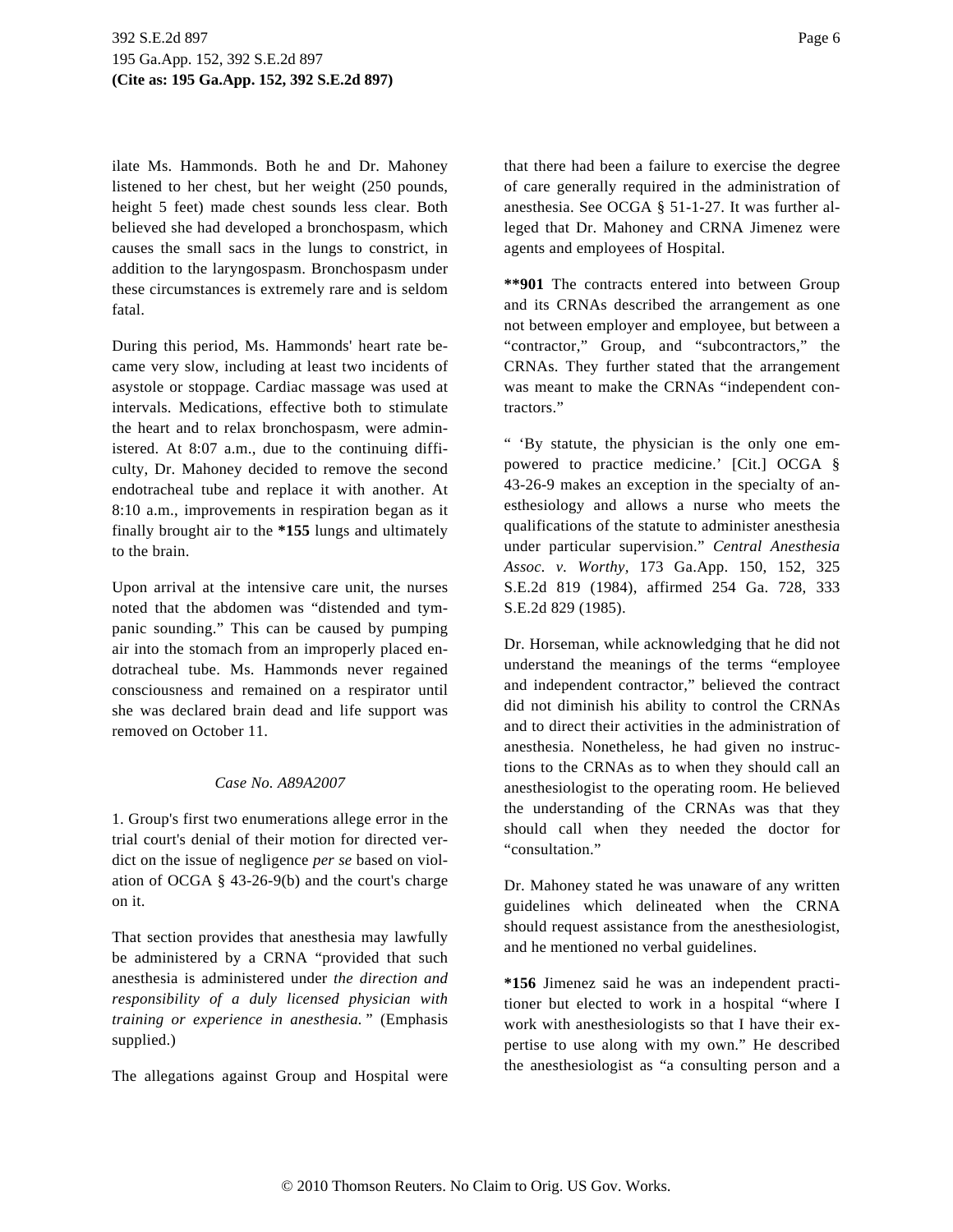ilate Ms. Hammonds. Both he and Dr. Mahoney listened to her chest, but her weight (250 pounds, height 5 feet) made chest sounds less clear. Both believed she had developed a bronchospasm, which causes the small sacs in the lungs to constrict, in addition to the laryngospasm. Bronchospasm under these circumstances is extremely rare and is seldom fatal.

During this period, Ms. Hammonds' heart rate became very slow, including at least two incidents of asystole or stoppage. Cardiac massage was used at intervals. Medications, effective both to stimulate the heart and to relax bronchospasm, were administered. At 8:07 a.m., due to the continuing difficulty, Dr. Mahoney decided to remove the second endotracheal tube and replace it with another. At 8:10 a.m., improvements in respiration began as it finally brought air to the **\*155** lungs and ultimately to the brain.

Upon arrival at the intensive care unit, the nurses noted that the abdomen was "distended and tympanic sounding." This can be caused by pumping air into the stomach from an improperly placed endotracheal tube. Ms. Hammonds never regained consciousness and remained on a respirator until she was declared brain dead and life support was removed on October 11.

*Case No. A89A2007*

1. Group's first two enumerations allege error in the trial court's denial of their motion for directed verdict on the issue of negligence *per se* based on violation of OCGA § 43-26-9(b) and the court's charge on it.

That section provides that anesthesia may lawfully be administered by a CRNA "provided that such anesthesia is administered under *the direction and responsibility of a duly licensed physician with training or experience in anesthesia.*" (Emphasis supplied.)

The allegations against Group and Hospital were that there had been a failure to exercise the degree of care generally required in the administration of anesthesia. See OCGA § 51-1-27. It was further alleged that Dr. Mahoney and CRNA Jimenez were agents and employees of Hospital.

**\*\*901** The contracts entered into between Group and its CRNAs described the arrangement as one not between employer and employee, but between a "contractor," Group, and "subcontractors," the CRNAs. They further stated that the arrangement was meant to make the CRNAs "independent contractors."

" 'By statute, the physician is the only one empowered to practice medicine.' [Cit.] OCGA § 43-26-9 makes an exception in the specialty of anesthesiology and allows a nurse who meets the qualifications of the statute to administer anesthesia under particular supervision." *Central Anesthesia Assoc. v. Worthy,* 173 Ga.App. 150, 152, 325 S.E.2d 819 (1984), affirmed 254 Ga. 728, 333 S.E.2d 829 (1985).

Dr. Horseman, while acknowledging that he did not understand the meanings of the terms "employee and independent contractor," believed the contract did not diminish his ability to control the CRNAs and to direct their activities in the administration of anesthesia. Nonetheless, he had given no instructions to the CRNAs as to when they should call an anesthesiologist to the operating room. He believed the understanding of the CRNAs was that they should call when they needed the doctor for "consultation."

Dr. Mahoney stated he was unaware of any written guidelines which delineated when the CRNA should request assistance from the anesthesiologist, and he mentioned no verbal guidelines.

**\*156** Jimenez said he was an independent practitioner but elected to work in a hospital "where I work with anesthesiologists so that I have their expertise to use along with my own." He described the anesthesiologist as "a consulting person and a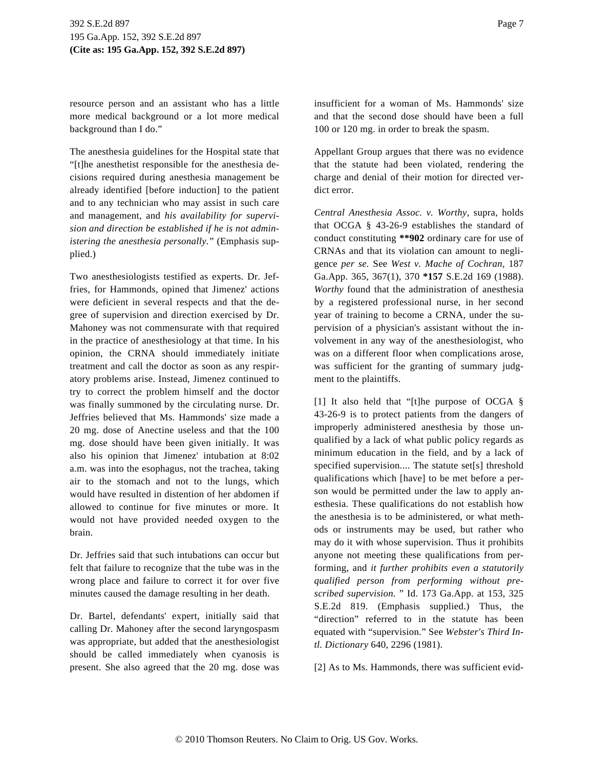resource person and an assistant who has a little more medical background or a lot more medical background than I do."

The anesthesia guidelines for the Hospital state that "[t]he anesthetist responsible for the anesthesia decisions required during anesthesia management be already identified [before induction] to the patient and to any technician who may assist in such care and management, and *his availability for supervision and direction be established if he is not administering the anesthesia personally.*" (Emphasis supplied.)

Two anesthesiologists testified as experts. Dr. Jeffries, for Hammonds, opined that Jimenez' actions were deficient in several respects and that the degree of supervision and direction exercised by Dr. Mahoney was not commensurate with that required in the practice of anesthesiology at that time. In his opinion, the CRNA should immediately initiate treatment and call the doctor as soon as any respiratory problems arise. Instead, Jimenez continued to try to correct the problem himself and the doctor was finally summoned by the circulating nurse. Dr. Jeffries believed that Ms. Hammonds' size made a 20 mg. dose of Anectine useless and that the 100 mg. dose should have been given initially. It was also his opinion that Jimenez' intubation at 8:02 a.m. was into the esophagus, not the trachea, taking air to the stomach and not to the lungs, which would have resulted in distention of her abdomen if allowed to continue for five minutes or more. It would not have provided needed oxygen to the brain.

Dr. Jeffries said that such intubations can occur but felt that failure to recognize that the tube was in the wrong place and failure to correct it for over five minutes caused the damage resulting in her death.

Dr. Bartel, defendants' expert, initially said that calling Dr. Mahoney after the second laryngospasm was appropriate, but added that the anesthesiologist should be called immediately when cyanosis is present. She also agreed that the 20 mg. dose was insufficient for a woman of Ms. Hammonds' size and that the second dose should have been a full 100 or 120 mg. in order to break the spasm.

Appellant Group argues that there was no evidence that the statute had been violated, rendering the charge and denial of their motion for directed verdict error.

*Central Anesthesia Assoc. v. Worthy,* supra, holds that OCGA § 43-26-9 establishes the standard of conduct constituting **\*\*902** ordinary care for use of CRNAs and that its violation can amount to negligence *per se.* See *West v. Mache of Cochran,* 187 Ga.App. 365, 367(1), 370 **\*157** S.E.2d 169 (1988). *Worthy* found that the administration of anesthesia by a registered professional nurse, in her second year of training to become a CRNA, under the supervision of a physician's assistant without the involvement in any way of the anesthesiologist, who was on a different floor when complications arose, was sufficient for the granting of summary judgment to the plaintiffs.

[1] It also held that "[t]he purpose of OCGA § 43-26-9 is to protect patients from the dangers of improperly administered anesthesia by those unqualified by a lack of what public policy regards as minimum education in the field, and by a lack of specified supervision.... The statute set[s] threshold qualifications which [have] to be met before a person would be permitted under the law to apply anesthesia. These qualifications do not establish how the anesthesia is to be administered, or what methods or instruments may be used, but rather who may do it with whose supervision. Thus it prohibits anyone not meeting these qualifications from performing, and *it further prohibits even a statutorily qualified person from performing without prescribed supervision.* " Id. 173 Ga.App. at 153, 325 S.E.2d 819. (Emphasis supplied.) Thus, the "direction" referred to in the statute has been equated with "supervision." See *Webster's Third Intl. Dictionary* 640, 2296 (1981).

[2] As to Ms. Hammonds, there was sufficient evid-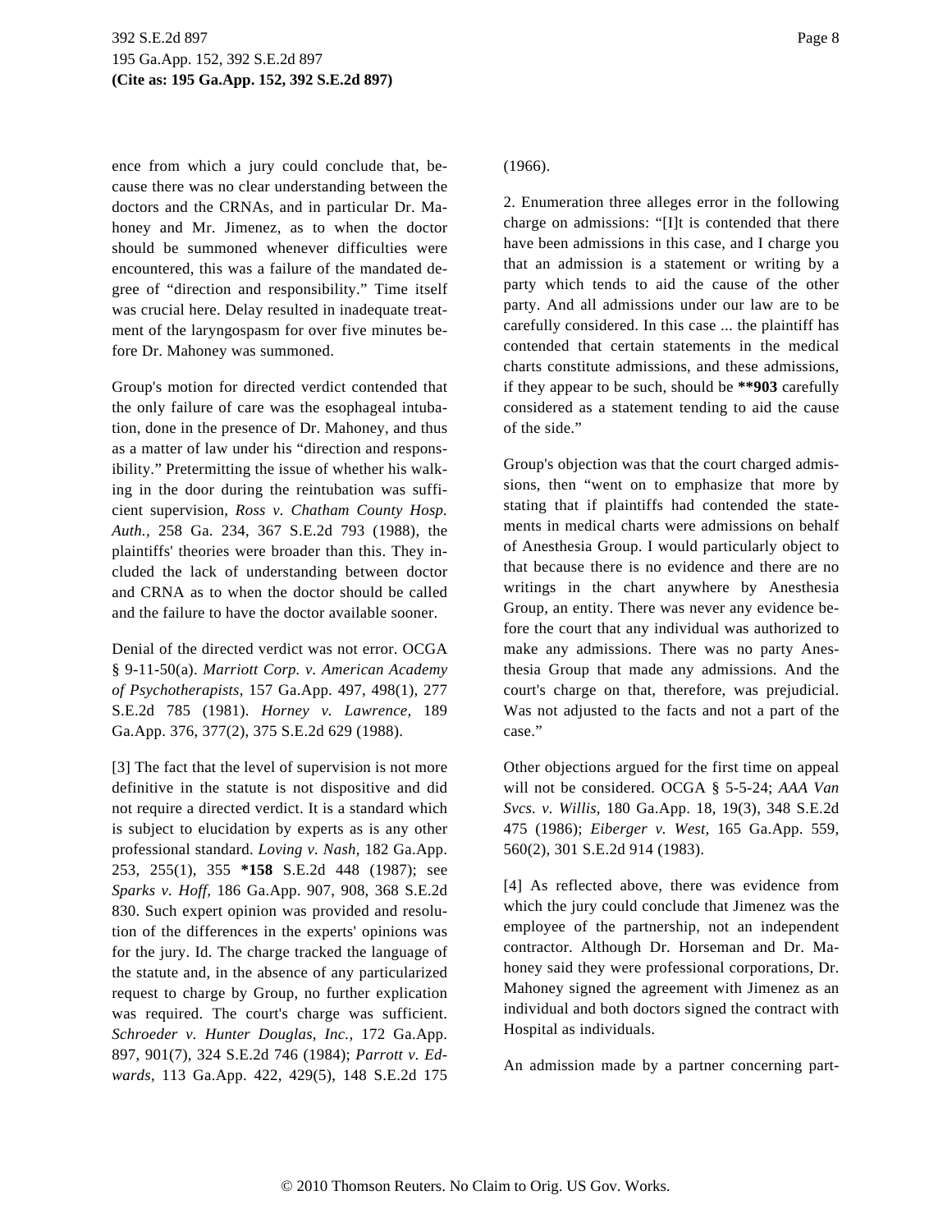ence from which a jury could conclude that, because there was no clear understanding between the doctors and the CRNAs, and in particular Dr. Mahoney and Mr. Jimenez, as to when the doctor should be summoned whenever difficulties were encountered, this was a failure of the mandated degree of "direction and responsibility." Time itself was crucial here. Delay resulted in inadequate treatment of the laryngospasm for over five minutes before Dr. Mahoney was summoned.

Group's motion for directed verdict contended that the only failure of care was the esophageal intubation, done in the presence of Dr. Mahoney, and thus as a matter of law under his "direction and responsibility." Pretermitting the issue of whether his walking in the door during the reintubation was sufficient supervision, *Ross v. Chatham County Hosp. Auth.,* 258 Ga. 234, 367 S.E.2d 793 (1988), the plaintiffs' theories were broader than this. They included the lack of understanding between doctor and CRNA as to when the doctor should be called and the failure to have the doctor available sooner.

Denial of the directed verdict was not error. OCGA § 9-11-50(a). *Marriott Corp. v. American Academy of Psychotherapists,* 157 Ga.App. 497, 498(1), 277 S.E.2d 785 (1981). *Horney v. Lawrence,* 189 Ga.App. 376, 377(2), 375 S.E.2d 629 (1988).

[3] The fact that the level of supervision is not more definitive in the statute is not dispositive and did not require a directed verdict. It is a standard which is subject to elucidation by experts as is any other professional standard. *Loving v. Nash,* 182 Ga.App. 253, 255(1), 355 **\*158** S.E.2d 448 (1987); see *Sparks v. Hoff,* 186 Ga.App. 907, 908, 368 S.E.2d 830. Such expert opinion was provided and resolution of the differences in the experts' opinions was for the jury. Id. The charge tracked the language of the statute and, in the absence of any particularized request to charge by Group, no further explication was required. The court's charge was sufficient. *Schroeder v. Hunter Douglas, Inc.,* 172 Ga.App. 897, 901(7), 324 S.E.2d 746 (1984); *Parrott v. Edwards,* 113 Ga.App. 422, 429(5), 148 S.E.2d 175 (1966).

2. Enumeration three alleges error in the following charge on admissions: "[I]t is contended that there have been admissions in this case, and I charge you that an admission is a statement or writing by a party which tends to aid the cause of the other party. And all admissions under our law are to be carefully considered. In this case ... the plaintiff has contended that certain statements in the medical charts constitute admissions, and these admissions, if they appear to be such, should be **\*\*903** carefully considered as a statement tending to aid the cause of the side."

Group's objection was that the court charged admissions, then "went on to emphasize that more by stating that if plaintiffs had contended the statements in medical charts were admissions on behalf of Anesthesia Group. I would particularly object to that because there is no evidence and there are no writings in the chart anywhere by Anesthesia Group, an entity. There was never any evidence before the court that any individual was authorized to make any admissions. There was no party Anesthesia Group that made any admissions. And the court's charge on that, therefore, was prejudicial. Was not adjusted to the facts and not a part of the case."

Other objections argued for the first time on appeal will not be considered. OCGA § 5-5-24; *AAA Van Svcs. v. Willis,* 180 Ga.App. 18, 19(3), 348 S.E.2d 475 (1986); *Eiberger v. West,* 165 Ga.App. 559, 560(2), 301 S.E.2d 914 (1983).

[4] As reflected above, there was evidence from which the jury could conclude that Jimenez was the employee of the partnership, not an independent contractor. Although Dr. Horseman and Dr. Mahoney said they were professional corporations, Dr. Mahoney signed the agreement with Jimenez as an individual and both doctors signed the contract with Hospital as individuals.

An admission made by a partner concerning part-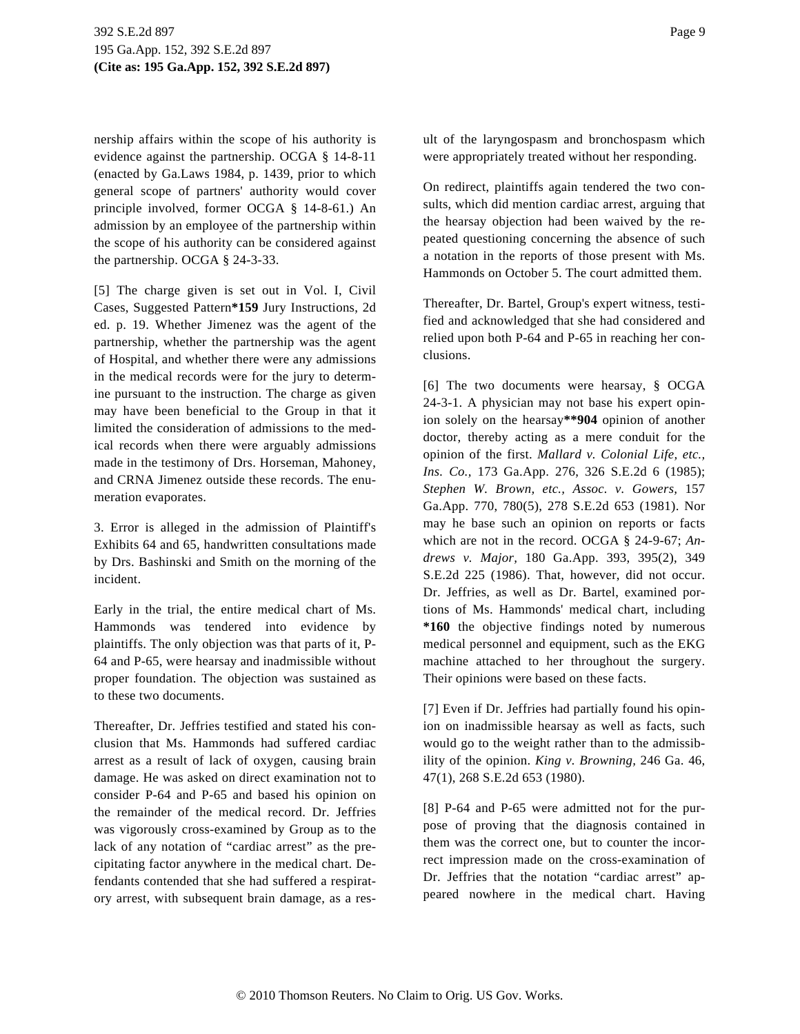nership affairs within the scope of his authority is evidence against the partnership. OCGA § 14-8-11 (enacted by Ga.Laws 1984, p. 1439, prior to which general scope of partners' authority would cover principle involved, former OCGA § 14-8-61.) An admission by an employee of the partnership within the scope of his authority can be considered against the partnership. OCGA § 24-3-33.

[5] The charge given is set out in Vol. I, Civil Cases, Suggested Pattern**\*159** Jury Instructions, 2d ed. p. 19. Whether Jimenez was the agent of the partnership, whether the partnership was the agent of Hospital, and whether there were any admissions in the medical records were for the jury to determine pursuant to the instruction. The charge as given may have been beneficial to the Group in that it limited the consideration of admissions to the medical records when there were arguably admissions made in the testimony of Drs. Horseman, Mahoney, and CRNA Jimenez outside these records. The enumeration evaporates.

3. Error is alleged in the admission of Plaintiff's Exhibits 64 and 65, handwritten consultations made by Drs. Bashinski and Smith on the morning of the incident.

Early in the trial, the entire medical chart of Ms. Hammonds was tendered into evidence by plaintiffs. The only objection was that parts of it, P-64 and P-65, were hearsay and inadmissible without proper foundation. The objection was sustained as to these two documents.

Thereafter, Dr. Jeffries testified and stated his conclusion that Ms. Hammonds had suffered cardiac arrest as a result of lack of oxygen, causing brain damage. He was asked on direct examination not to consider P-64 and P-65 and based his opinion on the remainder of the medical record. Dr. Jeffries was vigorously cross-examined by Group as to the lack of any notation of "cardiac arrest" as the precipitating factor anywhere in the medical chart. Defendants contended that she had suffered a respiratory arrest, with subsequent brain damage, as a result of the laryngospasm and bronchospasm which were appropriately treated without her responding.

On redirect, plaintiffs again tendered the two consults, which did mention cardiac arrest, arguing that the hearsay objection had been waived by the repeated questioning concerning the absence of such a notation in the reports of those present with Ms. Hammonds on October 5. The court admitted them.

Thereafter, Dr. Bartel, Group's expert witness, testified and acknowledged that she had considered and relied upon both P-64 and P-65 in reaching her conclusions.

[6] The two documents were hearsay, § OCGA 24-3-1. A physician may not base his expert opinion solely on the hearsay**\*\*904** opinion of another doctor, thereby acting as a mere conduit for the opinion of the first. *Mallard v. Colonial Life, etc., Ins. Co.,* 173 Ga.App. 276, 326 S.E.2d 6 (1985); *Stephen W. Brown, etc., Assoc. v. Gowers,* 157 Ga.App. 770, 780(5), 278 S.E.2d 653 (1981). Nor may he base such an opinion on reports or facts which are not in the record. OCGA § 24-9-67; *Andrews v. Major,* 180 Ga.App. 393, 395(2), 349 S.E.2d 225 (1986). That, however, did not occur. Dr. Jeffries, as well as Dr. Bartel, examined portions of Ms. Hammonds' medical chart, including **\*160** the objective findings noted by numerous medical personnel and equipment, such as the EKG machine attached to her throughout the surgery. Their opinions were based on these facts.

[7] Even if Dr. Jeffries had partially found his opinion on inadmissible hearsay as well as facts, such would go to the weight rather than to the admissibility of the opinion. *King v. Browning,* 246 Ga. 46, 47(1), 268 S.E.2d 653 (1980).

[8] P-64 and P-65 were admitted not for the purpose of proving that the diagnosis contained in them was the correct one, but to counter the incorrect impression made on the cross-examination of Dr. Jeffries that the notation "cardiac arrest" appeared nowhere in the medical chart. Having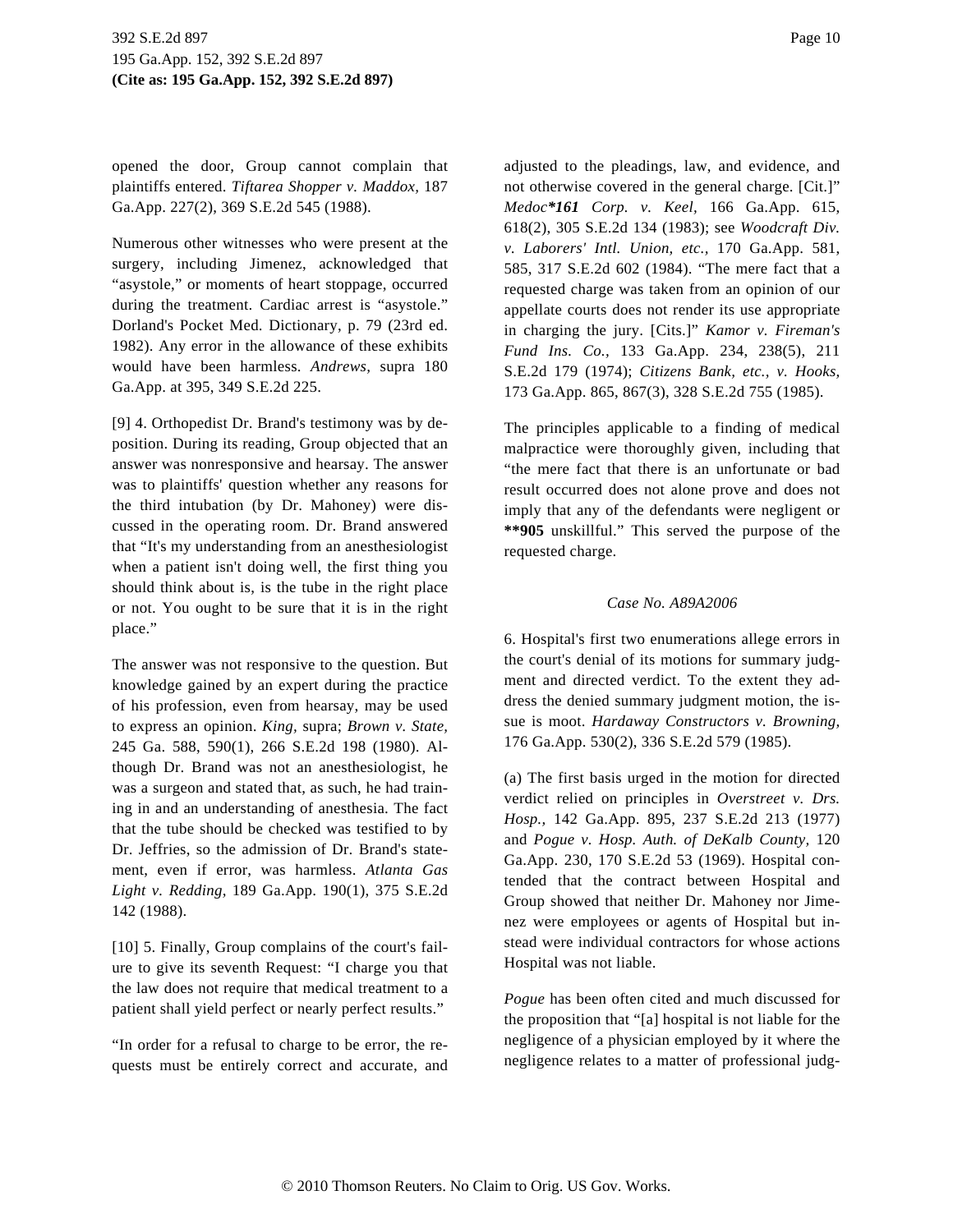opened the door, Group cannot complain that plaintiffs entered. *Tiftarea Shopper v. Maddox,* 187 Ga.App. 227(2), 369 S.E.2d 545 (1988).

Numerous other witnesses who were present at the surgery, including Jimenez, acknowledged that "asystole," or moments of heart stoppage, occurred during the treatment. Cardiac arrest is "asystole." Dorland's Pocket Med. Dictionary, p. 79 (23rd ed. 1982). Any error in the allowance of these exhibits would have been harmless. *Andrews,* supra 180 Ga.App. at 395, 349 S.E.2d 225.

[9] 4. Orthopedist Dr. Brand's testimony was by deposition. During its reading, Group objected that an answer was nonresponsive and hearsay. The answer was to plaintiffs' question whether any reasons for the third intubation (by Dr. Mahoney) were discussed in the operating room. Dr. Brand answered that "It's my understanding from an anesthesiologist when a patient isn't doing well, the first thing you should think about is, is the tube in the right place or not. You ought to be sure that it is in the right place."

The answer was not responsive to the question. But knowledge gained by an expert during the practice of his profession, even from hearsay, may be used to express an opinion. *King,* supra; *Brown v. State,* 245 Ga. 588, 590(1), 266 S.E.2d 198 (1980). Although Dr. Brand was not an anesthesiologist, he was a surgeon and stated that, as such, he had training in and an understanding of anesthesia. The fact that the tube should be checked was testified to by Dr. Jeffries, so the admission of Dr. Brand's statement, even if error, was harmless. *Atlanta Gas Light v. Redding,* 189 Ga.App. 190(1), 375 S.E.2d 142 (1988).

[10] 5. Finally, Group complains of the court's failure to give its seventh Request: "I charge you that the law does not require that medical treatment to a patient shall yield perfect or nearly perfect results."

"In order for a refusal to charge to be error, the requests must be entirely correct and accurate, and adjusted to the pleadings, law, and evidence, and not otherwise covered in the general charge. [Cit.]" *Medoc*161 Corp. v. Keel,* 166 Ga.App. 615, 618(2), 305 S.E.2d 134 (1983); see *Woodcraft Div. v. Laborers' Intl. Union, etc.,* 170 Ga.App. 581, 585, 317 S.E.2d 602 (1984). "The mere fact that a requested charge was taken from an opinion of our appellate courts does not render its use appropriate in charging the jury. [Cits.]" *Kamor v. Fireman's Fund Ins. Co.,* 133 Ga.App. 234, 238(5), 211 S.E.2d 179 (1974); *Citizens Bank, etc., v. Hooks,* 173 Ga.App. 865, 867(3), 328 S.E.2d 755 (1985).

The principles applicable to a finding of medical malpractice were thoroughly given, including that "the mere fact that there is an unfortunate or bad result occurred does not alone prove and does not imply that any of the defendants were negligent or **905 unskillful." This served the purpose of the requested charge.

*Case No. A89A2006*

6. Hospital's first two enumerations allege errors in the court's denial of its motions for summary judgment and directed verdict. To the extent they address the denied summary judgment motion, the issue is moot. *Hardaway Constructors v. Browning,* 176 Ga.App. 530(2), 336 S.E.2d 579 (1985).

(a) The first basis urged in the motion for directed verdict relied on principles in *Overstreet v. Drs. Hosp.,* 142 Ga.App. 895, 237 S.E.2d 213 (1977) and *Pogue v. Hosp. Auth. of DeKalb County,* 120 Ga.App. 230, 170 S.E.2d 53 (1969). Hospital contended that the contract between Hospital and Group showed that neither Dr. Mahoney nor Jimenez were employees or agents of Hospital but instead were individual contractors for whose actions Hospital was not liable.

*Pogue* has been often cited and much discussed for the proposition that "[a] hospital is not liable for the negligence of a physician employed by it where the negligence relates to a matter of professional judg-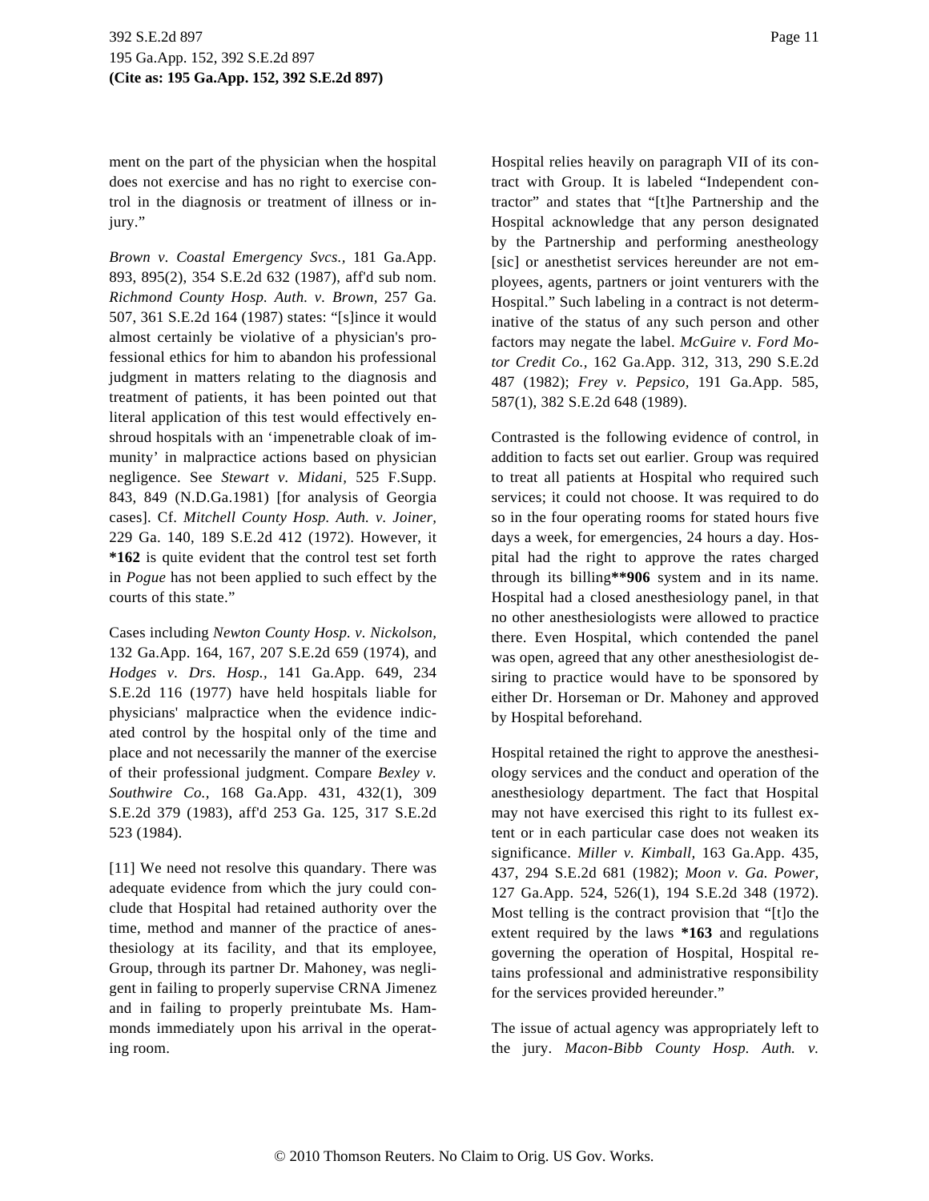ment on the part of the physician when the hospital does not exercise and has no right to exercise control in the diagnosis or treatment of illness or injury."

*Brown v. Coastal Emergency Svcs.,* 181 Ga.App. 893, 895(2), 354 S.E.2d 632 (1987), aff'd sub nom. *Richmond County Hosp. Auth. v. Brown,* 257 Ga. 507, 361 S.E.2d 164 (1987) states: "[s]ince it would almost certainly be violative of a physician's professional ethics for him to abandon his professional judgment in matters relating to the diagnosis and treatment of patients, it has been pointed out that literal application of this test would effectively enshroud hospitals with an 'impenetrable cloak of immunity' in malpractice actions based on physician negligence. See *Stewart v. Midani,* 525 F.Supp. 843, 849 (N.D.Ga.1981) [for analysis of Georgia cases]. Cf. *Mitchell County Hosp. Auth. v. Joiner,* 229 Ga. 140, 189 S.E.2d 412 (1972). However, it **\*162** is quite evident that the control test set forth in *Pogue* has not been applied to such effect by the courts of this state."

Cases including *Newton County Hosp. v. Nickolson,* 132 Ga.App. 164, 167, 207 S.E.2d 659 (1974), and *Hodges v. Drs. Hosp.,* 141 Ga.App. 649, 234 S.E.2d 116 (1977) have held hospitals liable for physicians' malpractice when the evidence indicated control by the hospital only of the time and place and not necessarily the manner of the exercise of their professional judgment. Compare *Bexley v. Southwire Co.,* 168 Ga.App. 431, 432(1), 309 S.E.2d 379 (1983), aff'd 253 Ga. 125, 317 S.E.2d 523 (1984).

[11] We need not resolve this quandary. There was adequate evidence from which the jury could conclude that Hospital had retained authority over the time, method and manner of the practice of anesthesiology at its facility, and that its employee, Group, through its partner Dr. Mahoney, was negligent in failing to properly supervise CRNA Jimenez and in failing to properly preintubate Ms. Hammonds immediately upon his arrival in the operating room.

Hospital relies heavily on paragraph VII of its contract with Group. It is labeled "Independent contractor" and states that "[t]he Partnership and the Hospital acknowledge that any person designated by the Partnership and performing anestheology [sic] or anesthetist services hereunder are not employees, agents, partners or joint venturers with the Hospital." Such labeling in a contract is not determinative of the status of any such person and other factors may negate the label. *McGuire v. Ford Motor Credit Co.,* 162 Ga.App. 312, 313, 290 S.E.2d 487 (1982); *Frey v. Pepsico,* 191 Ga.App. 585, 587(1), 382 S.E.2d 648 (1989).

Contrasted is the following evidence of control, in addition to facts set out earlier. Group was required to treat all patients at Hospital who required such services; it could not choose. It was required to do so in the four operating rooms for stated hours five days a week, for emergencies, 24 hours a day. Hospital had the right to approve the rates charged through its billing**\*\*906** system and in its name. Hospital had a closed anesthesiology panel, in that no other anesthesiologists were allowed to practice there. Even Hospital, which contended the panel was open, agreed that any other anesthesiologist desiring to practice would have to be sponsored by either Dr. Horseman or Dr. Mahoney and approved by Hospital beforehand.

Hospital retained the right to approve the anesthesiology services and the conduct and operation of the anesthesiology department. The fact that Hospital may not have exercised this right to its fullest extent or in each particular case does not weaken its significance. *Miller v. Kimball,* 163 Ga.App. 435, 437, 294 S.E.2d 681 (1982); *Moon v. Ga. Power,* 127 Ga.App. 524, 526(1), 194 S.E.2d 348 (1972). Most telling is the contract provision that "[t]o the extent required by the laws **\*163** and regulations governing the operation of Hospital, Hospital retains professional and administrative responsibility for the services provided hereunder."

The issue of actual agency was appropriately left to the jury. *Macon-Bibb County Hosp. Auth. v.*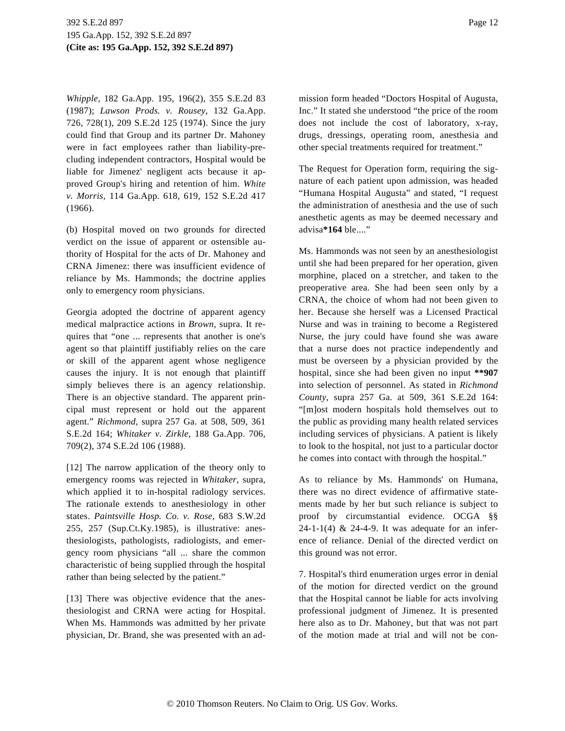*Whipple,* 182 Ga.App. 195, 196(2), 355 S.E.2d 83 (1987); *Lawson Prods. v. Rousey,* 132 Ga.App. 726, 728(1), 209 S.E.2d 125 (1974). Since the jury could find that Group and its partner Dr. Mahoney were in fact employees rather than liability-precluding independent contractors, Hospital would be liable for Jimenez' negligent acts because it approved Group's hiring and retention of him. *White v. Morris,* 114 Ga.App. 618, 619, 152 S.E.2d 417 (1966).

(b) Hospital moved on two grounds for directed verdict on the issue of apparent or ostensible authority of Hospital for the acts of Dr. Mahoney and CRNA Jimenez: there was insufficient evidence of reliance by Ms. Hammonds; the doctrine applies only to emergency room physicians.

Georgia adopted the doctrine of apparent agency medical malpractice actions in *Brown,* supra. It requires that "one ... represents that another is one's agent so that plaintiff justifiably relies on the care or skill of the apparent agent whose negligence causes the injury. It is not enough that plaintiff simply believes there is an agency relationship. There is an objective standard. The apparent principal must represent or hold out the apparent agent." *Richmond,* supra 257 Ga. at 508, 509, 361 S.E.2d 164; *Whitaker v. Zirkle,* 188 Ga.App. 706, 709(2), 374 S.E.2d 106 (1988).

[12] The narrow application of the theory only to emergency rooms was rejected in *Whitaker,* supra, which applied it to in-hospital radiology services. The rationale extends to anesthesiology in other states. *Paintsville Hosp. Co. v. Rose,* 683 S.W.2d 255, 257 (Sup.Ct.Ky.1985), is illustrative: anesthesiologists, pathologists, radiologists, and emergency room physicians "all ... share the common characteristic of being supplied through the hospital rather than being selected by the patient."

[13] There was objective evidence that the anesthesiologist and CRNA were acting for Hospital. When Ms. Hammonds was admitted by her private physician, Dr. Brand, she was presented with an admission form headed "Doctors Hospital of Augusta, Inc." It stated she understood "the price of the room does not include the cost of laboratory, x-ray, drugs, dressings, operating room, anesthesia and other special treatments required for treatment."

The Request for Operation form, requiring the signature of each patient upon admission, was headed "Humana Hospital Augusta" and stated, "I request the administration of anesthesia and the use of such anesthetic agents as may be deemed necessary and advisa**\*164** ble...."

Ms. Hammonds was not seen by an anesthesiologist until she had been prepared for her operation, given morphine, placed on a stretcher, and taken to the preoperative area. She had been seen only by a CRNA, the choice of whom had not been given to her. Because she herself was a Licensed Practical Nurse and was in training to become a Registered Nurse, the jury could have found she was aware that a nurse does not practice independently and must be overseen by a physician provided by the hospital, since she had been given no input **\*\*907** into selection of personnel. As stated in *Richmond County,* supra 257 Ga. at 509, 361 S.E.2d 164: "[m]ost modern hospitals hold themselves out to the public as providing many health related services including services of physicians. A patient is likely to look to the hospital, not just to a particular doctor he comes into contact with through the hospital."

As to reliance by Ms. Hammonds' on Humana, there was no direct evidence of affirmative statements made by her but such reliance is subject to proof by circumstantial evidence. OCGA §§ 24-1-1(4) & 24-4-9. It was adequate for an inference of reliance. Denial of the directed verdict on this ground was not error.

7. Hospital's third enumeration urges error in denial of the motion for directed verdict on the ground that the Hospital cannot be liable for acts involving professional judgment of Jimenez. It is presented here also as to Dr. Mahoney, but that was not part of the motion made at trial and will not be con-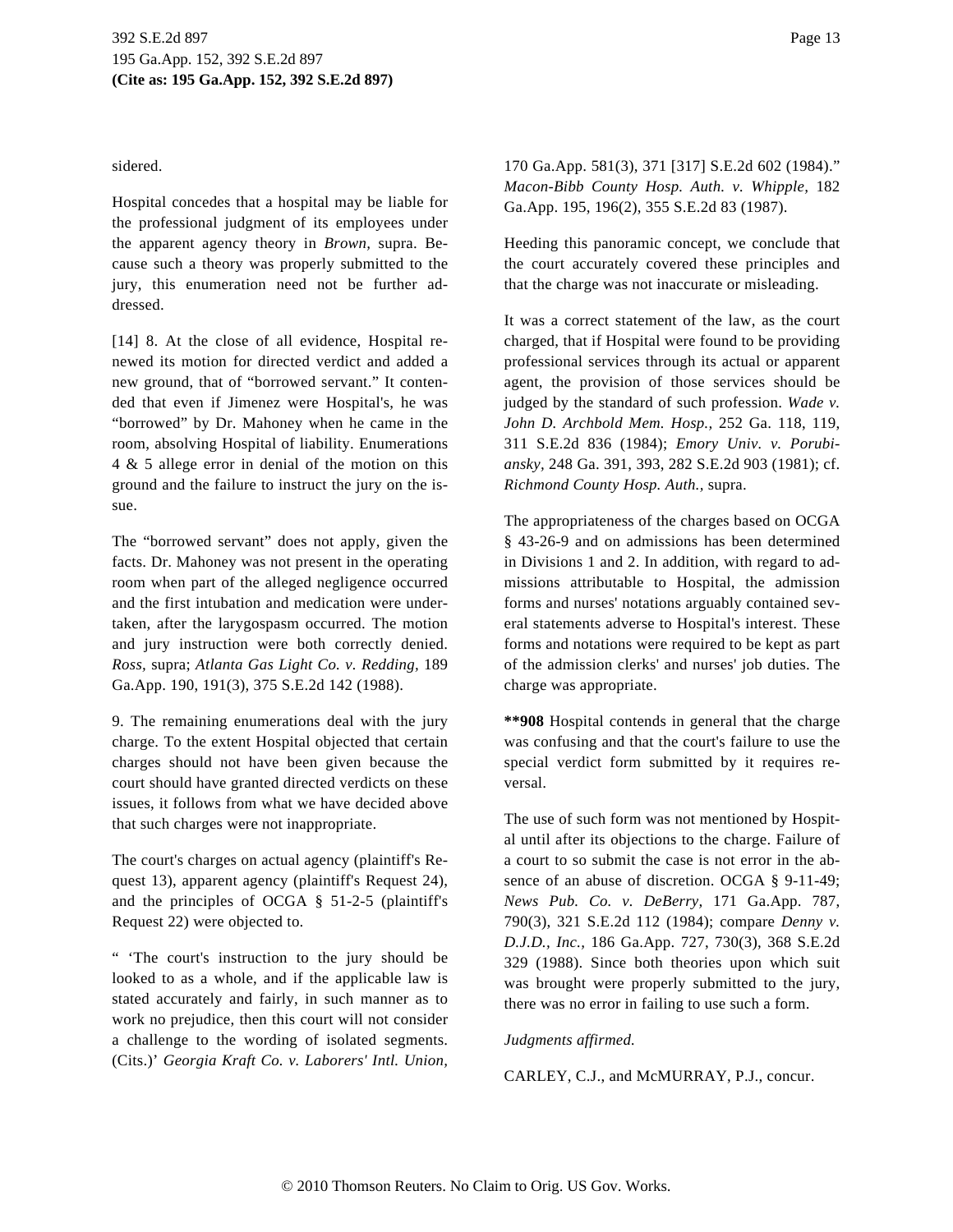sidered.

Hospital concedes that a hospital may be liable for the professional judgment of its employees under the apparent agency theory in *Brown,* supra. Because such a theory was properly submitted to the jury, this enumeration need not be further addressed.

[14] 8. At the close of all evidence, Hospital renewed its motion for directed verdict and added a new ground, that of "borrowed servant." It contended that even if Jimenez were Hospital's, he was "borrowed" by Dr. Mahoney when he came in the room, absolving Hospital of liability. Enumerations 4 & 5 allege error in denial of the motion on this ground and the failure to instruct the jury on the issue.

The "borrowed servant" does not apply, given the facts. Dr. Mahoney was not present in the operating room when part of the alleged negligence occurred and the first intubation and medication were undertaken, after the larygospasm occurred. The motion and jury instruction were both correctly denied. *Ross,* supra; *Atlanta Gas Light Co. v. Redding,* 189 Ga.App. 190, 191(3), 375 S.E.2d 142 (1988).

9. The remaining enumerations deal with the jury charge. To the extent Hospital objected that certain charges should not have been given because the court should have granted directed verdicts on these issues, it follows from what we have decided above that such charges were not inappropriate.

The court's charges on actual agency (plaintiff's Request 13), apparent agency (plaintiff's Request 24), and the principles of OCGA § 51-2-5 (plaintiff's Request 22) were objected to.

" 'The court's instruction to the jury should be looked to as a whole, and if the applicable law is stated accurately and fairly, in such manner as to work no prejudice, then this court will not consider a challenge to the wording of isolated segments. (Cits.)' *Georgia Kraft Co. v. Laborers' Intl. Union,* 170 Ga.App. 581(3), 371 [317] S.E.2d 602 (1984)." *Macon-Bibb County Hosp. Auth. v. Whipple,* 182 Ga.App. 195, 196(2), 355 S.E.2d 83 (1987).

Heeding this panoramic concept, we conclude that the court accurately covered these principles and that the charge was not inaccurate or misleading.

It was a correct statement of the law, as the court charged, that if Hospital were found to be providing professional services through its actual or apparent agent, the provision of those services should be judged by the standard of such profession. *Wade v. John D. Archbold Mem. Hosp.,* 252 Ga. 118, 119, 311 S.E.2d 836 (1984); *Emory Univ. v. Porubiansky,* 248 Ga. 391, 393, 282 S.E.2d 903 (1981); cf. *Richmond County Hosp. Auth.,* supra.

The appropriateness of the charges based on OCGA § 43-26-9 and on admissions has been determined in Divisions 1 and 2. In addition, with regard to admissions attributable to Hospital, the admission forms and nurses' notations arguably contained several statements adverse to Hospital's interest. These forms and notations were required to be kept as part of the admission clerks' and nurses' job duties. The charge was appropriate.

**\*\*908** Hospital contends in general that the charge was confusing and that the court's failure to use the special verdict form submitted by it requires reversal.

The use of such form was not mentioned by Hospital until after its objections to the charge. Failure of a court to so submit the case is not error in the absence of an abuse of discretion. OCGA § 9-11-49; *News Pub. Co. v. DeBerry,* 171 Ga.App. 787, 790(3), 321 S.E.2d 112 (1984); compare *Denny v. D.J.D., Inc.,* 186 Ga.App. 727, 730(3), 368 S.E.2d 329 (1988). Since both theories upon which suit was brought were properly submitted to the jury, there was no error in failing to use such a form.

*Judgments affirmed.*

CARLEY, C.J., and McMURRAY, P.J., concur.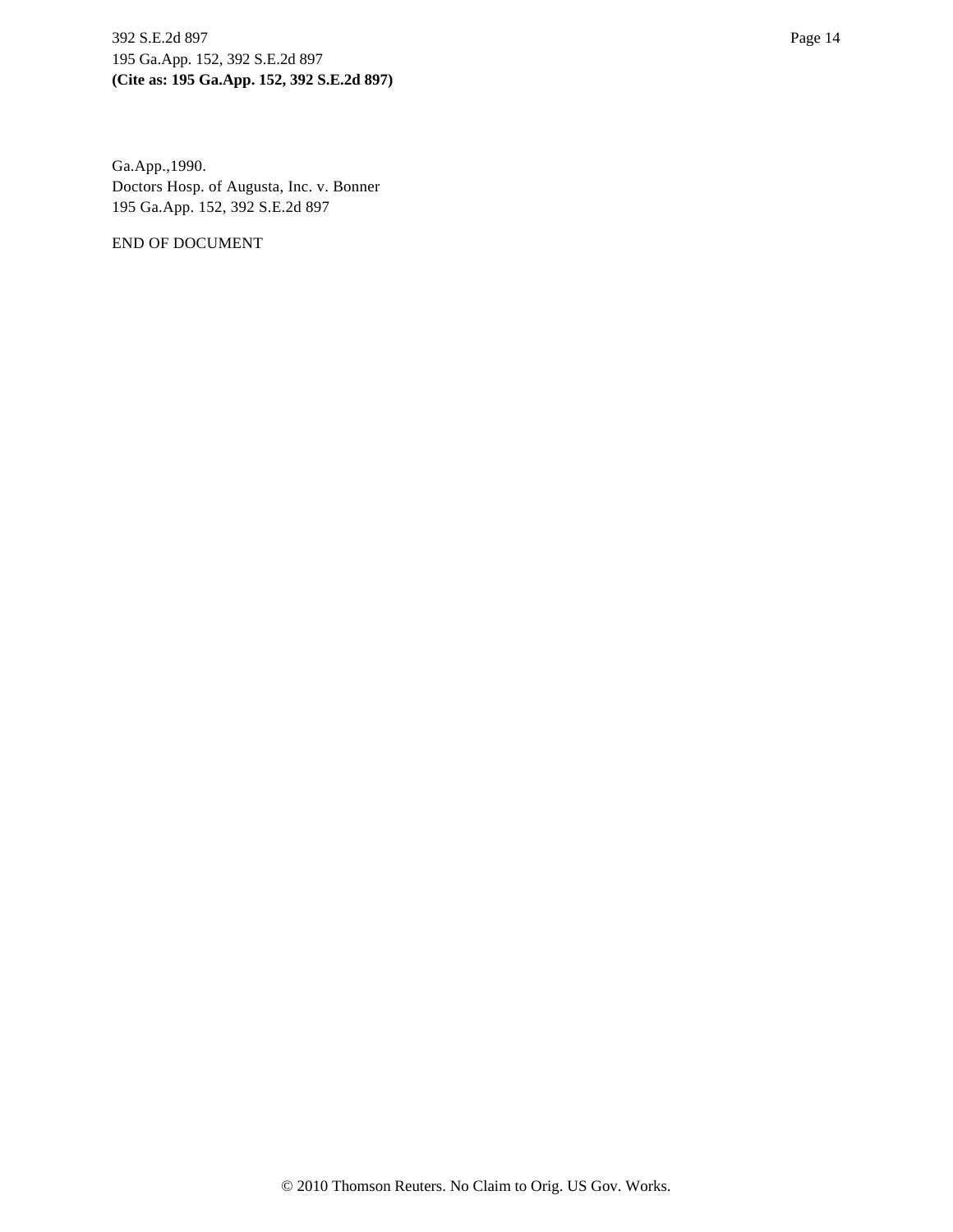Ga.App.,1990.
Doctors Hosp. of Augusta, Inc. v. Bonner
195 Ga.App. 152, 392 S.E.2d 897

END OF DOCUMENT